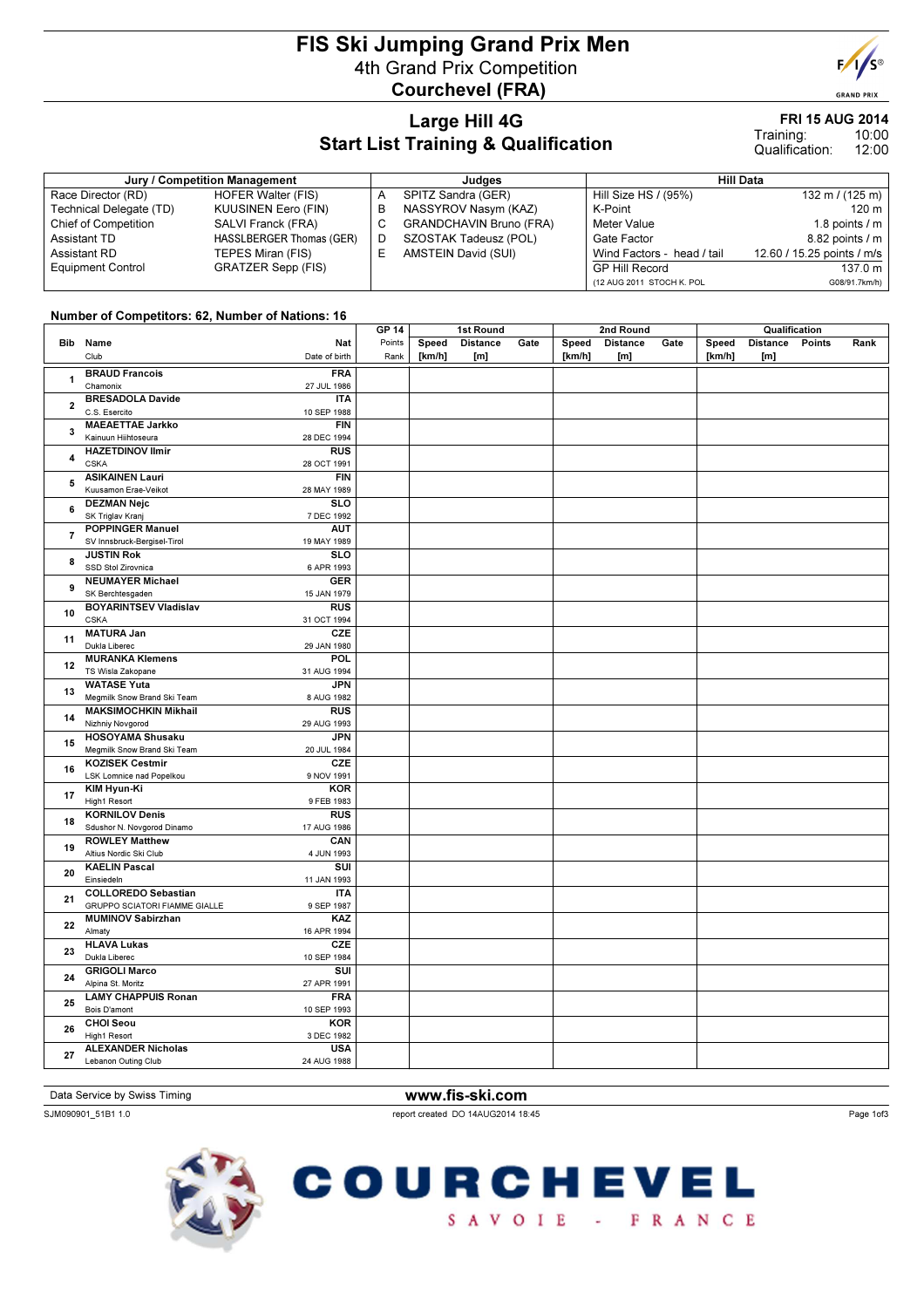# FIS Ski Jumping Grand Prix Men

## 4th Grand Prix Competition

## Courchevel (FRA)

## Large Hill 4G

## Start List Training & Qualification

**FRI 15 AUG 2014**
Training: 10:00
Qualification: 12:00

| Jury / Competition Management | | Judges | | Hill Data | |
|---|---|---|---|---|---|
| Race Director (RD) | HOFER Walter (FIS) | A | SPITZ Sandra (GER) | Hill Size HS / (95%) | 132 m / (125 m) |
| Technical Delegate (TD) | KUUSINEN Eero (FIN) | B | NASSYROV Nasym (KAZ) | K-Point | 120 m |
| Chief of Competition | SALVI Franck (FRA) | C | GRANDCHAVIN Bruno (FRA) | Meter Value | 1.8 points / m |
| Assistant TD | HASSLBERGER Thomas (GER) | D | SZOSTAK Tadeusz (POL) | Gate Factor | 8.82 points / m |
| Assistant RD | TEPES Miran (FIS) | E | AMSTEIN David (SUI) | Wind Factors - head / tail | 12.60 / 15.25 points / m/s |
| Equipment Control | GRATZER Sepp (FIS) | | | GP Hill Record | 137.0 m |
| | | | | (12 AUG 2011 STOCH K. POL | G08/91.7km/h) |

**Number of Competitors: 62, Number of Nations: 16**

| Bib | Name / Club | Nat / Date of birth | GP 14 Points / Rank | 1st Round Speed [km/h] | 1st Round Distance [m] | 1st Round Gate | 2nd Round Speed [km/h] | 2nd Round Distance [m] | 2nd Round Gate | Qualification Speed [km/h] | Qualification Distance [m] | Qualification Points | Qualification Rank |
|---|---|---|---|---|---|---|---|---|---|---|---|---|---|
| 1 | BRAUD Francois / Chamonix | FRA / 27 JUL 1986 | | | | | | | | | | | |
| 2 | BRESADOLA Davide / C.S. Esercito | ITA / 10 SEP 1988 | | | | | | | | | | | |
| 3 | MAEAETTAE Jarkko / Kainuun Hiihtoseura | FIN / 28 DEC 1994 | | | | | | | | | | | |
| 4 | HAZETDINOV Ilmir / CSKA | RUS / 28 OCT 1991 | | | | | | | | | | | |
| 5 | ASIKAINEN Lauri / Kuusamon Erae-Veikot | FIN / 28 MAY 1989 | | | | | | | | | | | |
| 6 | DEZMAN Nejc / SK Triglav Kranj | SLO / 7 DEC 1992 | | | | | | | | | | | |
| 7 | POPPINGER Manuel / SV Innsbruck-Bergisel-Tirol | AUT / 19 MAY 1989 | | | | | | | | | | | |
| 8 | JUSTIN Rok / SSD Stol Zirovnica | SLO / 6 APR 1993 | | | | | | | | | | | |
| 9 | NEUMAYER Michael / SK Berchtesgaden | GER / 15 JAN 1979 | | | | | | | | | | | |
| 10 | BOYARINTSEV Vladislav / CSKA | RUS / 31 OCT 1994 | | | | | | | | | | | |
| 11 | MATURA Jan / Dukla Liberec | CZE / 29 JAN 1980 | | | | | | | | | | | |
| 12 | MURANKA Klemens / TS Wisla Zakopane | POL / 31 AUG 1994 | | | | | | | | | | | |
| 13 | WATASE Yuta / Megmilk Snow Brand Ski Team | JPN / 8 AUG 1982 | | | | | | | | | | | |
| 14 | MAKSIMOCHKIN Mikhail / Nizhniy Novgorod | RUS / 29 AUG 1993 | | | | | | | | | | | |
| 15 | HOSOYAMA Shusaku / Megmilk Snow Brand Ski Team | JPN / 20 JUL 1984 | | | | | | | | | | | |
| 16 | KOZISEK Cestmir / LSK Lomnice nad Popelkou | CZE / 9 NOV 1991 | | | | | | | | | | | |
| 17 | KIM Hyun-Ki / High1 Resort | KOR / 9 FEB 1983 | | | | | | | | | | | |
| 18 | KORNILOV Denis / Sdushor N. Novgorod Dinamo | RUS / 17 AUG 1986 | | | | | | | | | | | |
| 19 | ROWLEY Matthew / Altius Nordic Ski Club | CAN / 4 JUN 1993 | | | | | | | | | | | |
| 20 | KAELIN Pascal / Einsiedeln | SUI / 11 JAN 1993 | | | | | | | | | | | |
| 21 | COLLOREDO Sebastian / GRUPPO SCIATORI FIAMME GIALLE | ITA / 9 SEP 1987 | | | | | | | | | | | |
| 22 | MUMINOV Sabirzhan / Almaty | KAZ / 16 APR 1994 | | | | | | | | | | | |
| 23 | HLAVA Lukas / Dukla Liberec | CZE / 10 SEP 1984 | | | | | | | | | | | |
| 24 | GRIGOLI Marco / Alpina St. Moritz | SUI / 27 APR 1991 | | | | | | | | | | | |
| 25 | LAMY CHAPPUIS Ronan / Bois D'amont | FRA / 10 SEP 1993 | | | | | | | | | | | |
| 26 | CHOI Seou / High1 Resort | KOR / 3 DEC 1982 | | | | | | | | | | | |
| 27 | ALEXANDER Nicholas / Lebanon Outing Club | USA / 24 AUG 1988 | | | | | | | | | | | |

Data Service by Swiss Timing — www.fis-ski.com

SJM090901_51B1 1.0 — report created DO 14AUG2014 18:45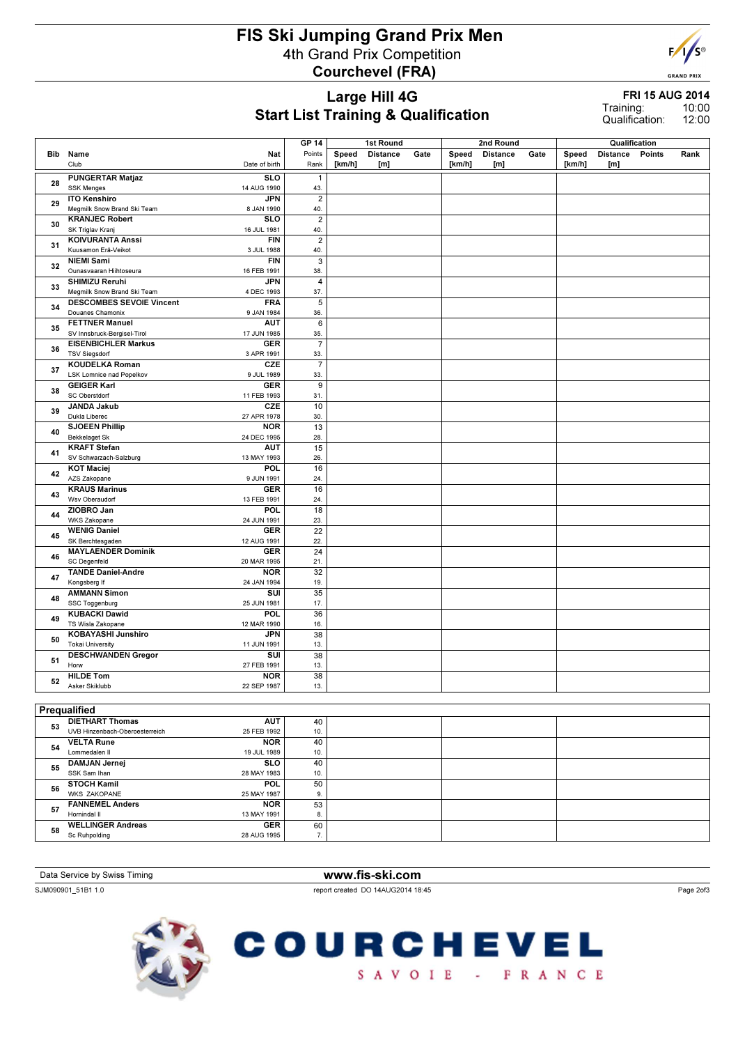# FIS Ski Jumping Grand Prix Men

4th Grand Prix Competition

**Courchevel (FRA)**

## Large Hill 4G
## Start List Training & Qualification

**FRI 15 AUG 2014**
Training: 10:00
Qualification: 12:00

| Bib | Name / Club | Nat / Date of birth | GP 14 Points / Rank | 1st Round Speed [km/h] | 1st Round Distance [m] | 1st Round Gate | 2nd Round Speed [km/h] | 2nd Round Distance [m] | 2nd Round Gate | Qualification Speed [km/h] | Qualification Distance [m] | Qualification Points | Qualification Rank |
|---|---|---|---|---|---|---|---|---|---|---|---|---|---|
| 28 | **PUNGERTAR Matjaz** SSK Menges | **SLO** 14 AUG 1990 | 1 / 43. | | | | | | | | | | |
| 29 | **ITO Kenshiro** Megmilk Snow Brand Ski Team | **JPN** 8 JAN 1990 | 2 / 40. | | | | | | | | | | |
| 30 | **KRANJEC Robert** SK Triglav Kranj | **SLO** 16 JUL 1981 | 2 / 40. | | | | | | | | | | |
| 31 | **KOIVURANTA Anssi** Kuusamon Erä-Veikot | **FIN** 3 JUL 1988 | 2 / 40. | | | | | | | | | | |
| 32 | **NIEMI Sami** Ounasvaaran Hiihtoseura | **FIN** 16 FEB 1991 | 3 / 38. | | | | | | | | | | |
| 33 | **SHIMIZU Reruhi** Megmilk Snow Brand Ski Team | **JPN** 4 DEC 1993 | 4 / 37. | | | | | | | | | | |
| 34 | **DESCOMBES SEVOIE Vincent** Douanes Chamonix | **FRA** 9 JAN 1984 | 5 / 36. | | | | | | | | | | |
| 35 | **FETTNER Manuel** SV Innsbruck-Bergisel-Tirol | **AUT** 17 JUN 1985 | 6 / 35. | | | | | | | | | | |
| 36 | **EISENBICHLER Markus** TSV Siegsdorf | **GER** 3 APR 1991 | 7 / 33. | | | | | | | | | | |
| 37 | **KOUDELKA Roman** LSK Lomnice nad Popelkov | **CZE** 9 JUL 1989 | 7 / 33. | | | | | | | | | | |
| 38 | **GEIGER Karl** SC Oberstdorf | **GER** 11 FEB 1993 | 9 / 31. | | | | | | | | | | |
| 39 | **JANDA Jakub** Dukla Liberec | **CZE** 27 APR 1978 | 10 / 30. | | | | | | | | | | |
| 40 | **SJOEEN Phillip** Bekkelaget Sk | **NOR** 24 DEC 1995 | 13 / 28. | | | | | | | | | | |
| 41 | **KRAFT Stefan** SV Schwarzach-Salzburg | **AUT** 13 MAY 1993 | 15 / 26. | | | | | | | | | | |
| 42 | **KOT Maciej** AZS Zakopane | **POL** 9 JUN 1991 | 16 / 24. | | | | | | | | | | |
| 43 | **KRAUS Marinus** Wsv Oberaudorf | **GER** 13 FEB 1991 | 16 / 24. | | | | | | | | | | |
| 44 | **ZIOBRO Jan** WKS Zakopane | **POL** 24 JUN 1991 | 18 / 23. | | | | | | | | | | |
| 45 | **WENIG Daniel** SK Berchtesgaden | **GER** 12 AUG 1991 | 22 / 22. | | | | | | | | | | |
| 46 | **MAYLAENDER Dominik** SC Degenfeld | **GER** 20 MAR 1995 | 24 / 21. | | | | | | | | | | |
| 47 | **TANDE Daniel-Andre** Kongsberg If | **NOR** 24 JAN 1994 | 32 / 19. | | | | | | | | | | |
| 48 | **AMMANN Simon** SSC Toggenburg | **SUI** 25 JUN 1981 | 35 / 17. | | | | | | | | | | |
| 49 | **KUBACKI Dawid** TS Wisla Zakopane | **POL** 12 MAR 1990 | 36 / 16. | | | | | | | | | | |
| 50 | **KOBAYASHI Junshiro** Tokai University | **JPN** 11 JUN 1991 | 38 / 13. | | | | | | | | | | |
| 51 | **DESCHWANDEN Gregor** Horw | **SUI** 27 FEB 1991 | 38 / 13. | | | | | | | | | | |
| 52 | **HILDE Tom** Asker Skiklubb | **NOR** 22 SEP 1987 | 38 / 13. | | | | | | | | | | |
| | **Prequalified** | | | | | | | | | | | | |
| 53 | **DIETHART Thomas** UVB Hinzenbach-Oberoesterreich | **AUT** 25 FEB 1992 | 40 / 10. | | | | | | | | | | |
| 54 | **VELTA Rune** Lommedalen Il | **NOR** 19 JUL 1989 | 40 / 10. | | | | | | | | | | |
| 55 | **DAMJAN Jernej** SSK Sam Ihan | **SLO** 28 MAY 1983 | 40 / 10. | | | | | | | | | | |
| 56 | **STOCH Kamil** WKS ZAKOPANE | **POL** 25 MAY 1987 | 50 / 9. | | | | | | | | | | |
| 57 | **FANNEMEL Anders** Hornindal Il | **NOR** 13 MAY 1991 | 53 / 8. | | | | | | | | | | |
| 58 | **WELLINGER Andreas** Sc Ruhpolding | **GER** 28 AUG 1995 | 60 / 7. | | | | | | | | | | |

Data Service by Swiss Timing — www.fis-ski.com

SJM090901_51B1 1.0 — report created DO 14AUG2014 18:45

COURCHEVEL SAVOIE - FRANCE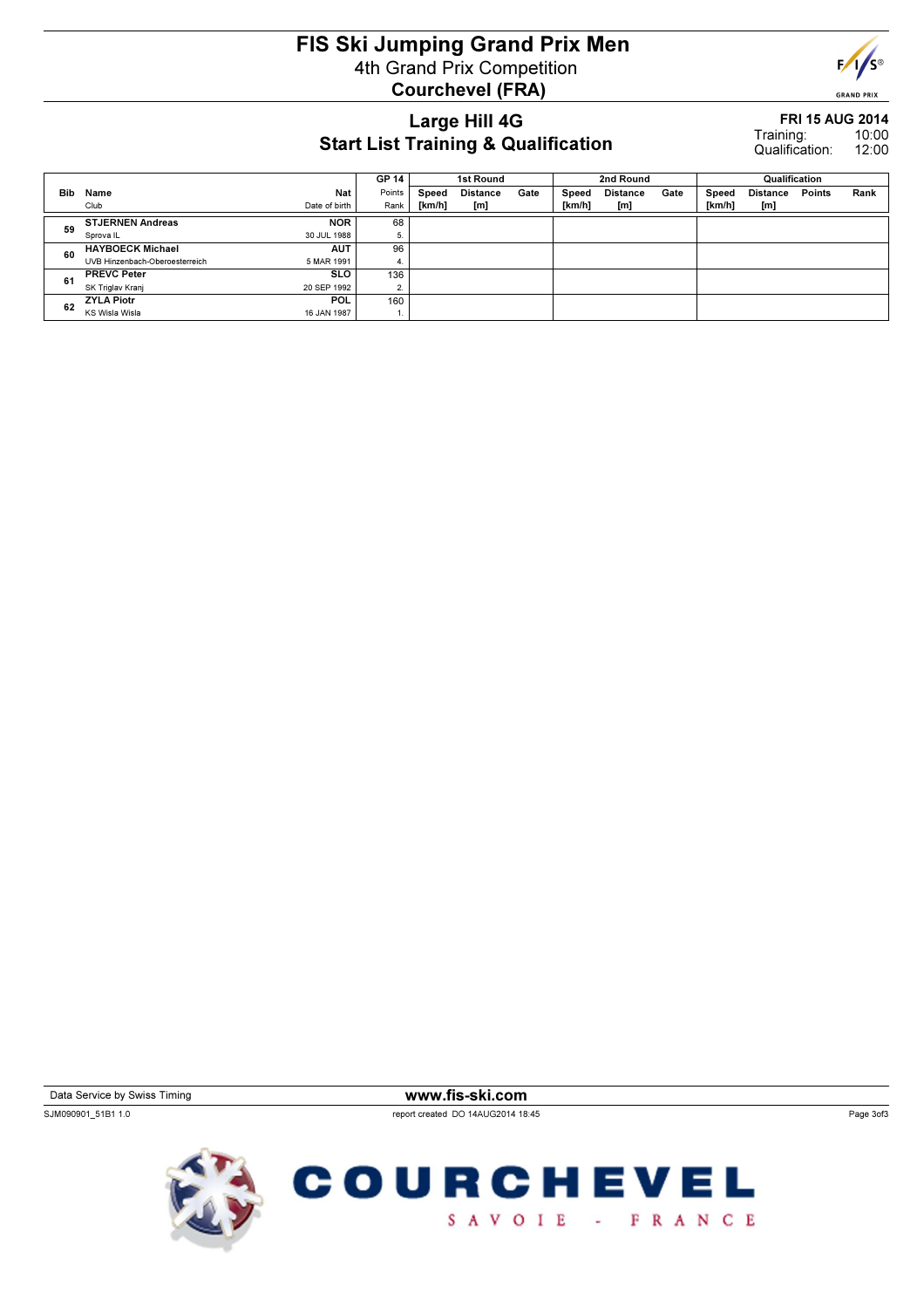# FIS Ski Jumping Grand Prix Men

4th Grand Prix Competition

**Courchevel (FRA)**

## Large Hill 4G
## Start List Training & Qualification

**FRI 15 AUG 2014**

Training: 10:00

Qualification: 12:00

| Bib | Name / Club | Nat / Date of birth | GP 14 Points / Rank | 1st Round Speed [km/h] | 1st Round Distance [m] | 1st Round Gate | 2nd Round Speed [km/h] | 2nd Round Distance [m] | 2nd Round Gate | Qualification Speed [km/h] | Qualification Distance [m] | Qualification Points | Qualification Rank |
|---|---|---|---|---|---|---|---|---|---|---|---|---|---|
| 59 | **STJERNEN Andreas** Sprova IL | **NOR** 30 JUL 1988 | 68 5. | | | | | | | | | | |
| 60 | **HAYBOECK Michael** UVB Hinzenbach-Oberoesterreich | **AUT** 5 MAR 1991 | 96 4. | | | | | | | | | | |
| 61 | **PREVC Peter** SK Triglav Kranj | **SLO** 20 SEP 1992 | 136 2. | | | | | | | | | | |
| 62 | **ZYLA Piotr** KS Wisla Wisla | **POL** 16 JAN 1987 | 160 1. | | | | | | | | | | |

Data Service by Swiss Timing

www.fis-ski.com

SJM090901_51B1 1.0

report created DO 14AUG2014 18:45

COURCHEVEL SAVOIE - FRANCE